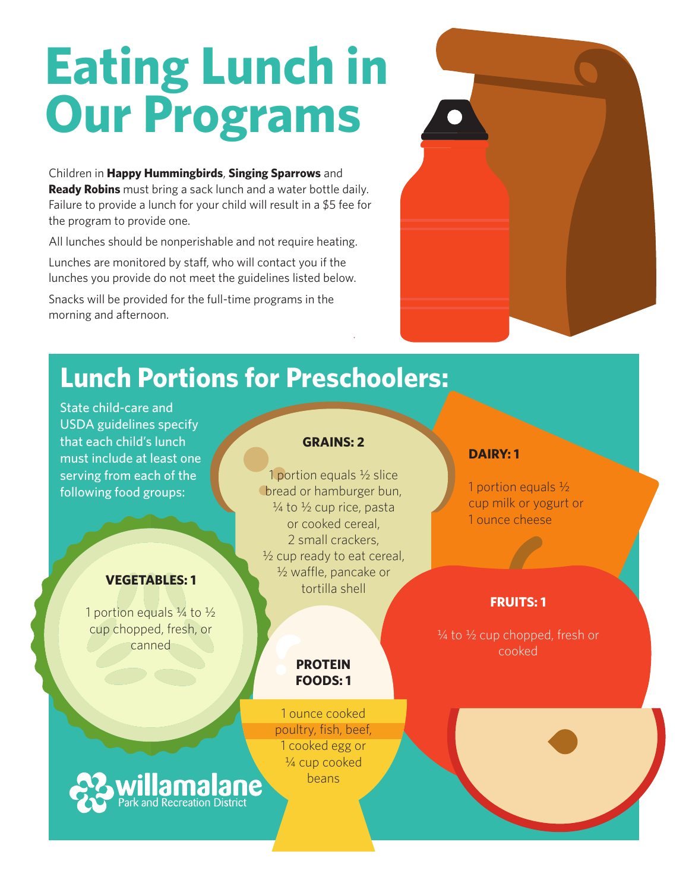# Eating Lunch in Our Programs

Children in **Happy Hummingbirds**, **Singing Sparrows** and **Ready Robins** must bring a sack lunch and a water bottle daily. Failure to provide a lunch for your child will result in a $5 fee for the program to provide one.

All lunches should be nonperishable and not require heating.

Lunches are monitored by staff, who will contact you if the lunches you provide do not meet the guidelines listed below.

Snacks will be provided for the full-time programs in the morning and afternoon.

## Lunch Portions for Preschoolers:

State child-care and USDA guidelines specify that each child's lunch must include at least one serving from each of the following food groups:

**GRAINS: 2**

1 portion equals ½ slice bread or hamburger bun, ¼ to ½ cup rice, pasta or cooked cereal, 2 small crackers, ½ cup ready to eat cereal, ½ waffle, pancake or tortilla shell

**DAIRY: 1**

1 portion equals ½ cup milk or yogurt or 1 ounce cheese

**VEGETABLES: 1**

1 portion equals ¼ to ½ cup chopped, fresh, or canned

**FRUITS: 1**

¼ to ½ cup chopped, fresh or cooked

**PROTEIN FOODS: 1**

1 ounce cooked poultry, fish, beef, 1 cooked egg or ¼ cup cooked beans

willamalane Park and Recreation District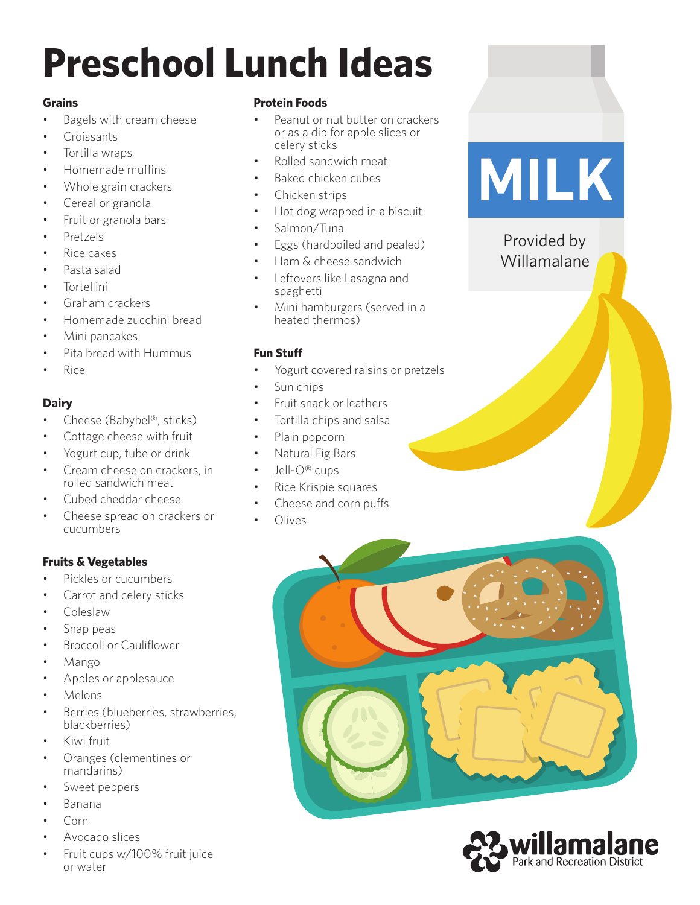# Preschool Lunch Ideas

**Grains**

- Bagels with cream cheese
- Croissants
- Tortilla wraps
- Homemade muffins
- Whole grain crackers
- Cereal or granola
- Fruit or granola bars
- Pretzels
- Rice cakes
- Pasta salad
- Tortellini
- Graham crackers
- Homemade zucchini bread
- Mini pancakes
- Pita bread with Hummus
- Rice

**Dairy**

- Cheese (Babybel®, sticks)
- Cottage cheese with fruit
- Yogurt cup, tube or drink
- Cream cheese on crackers, in rolled sandwich meat
- Cubed cheddar cheese
- Cheese spread on crackers or cucumbers

**Fruits & Vegetables**

- Pickles or cucumbers
- Carrot and celery sticks
- Coleslaw
- Snap peas
- Broccoli or Cauliflower
- Mango
- Apples or applesauce
- Melons
- Berries (blueberries, strawberries, blackberries)
- Kiwi fruit
- Oranges (clementines or mandarins)
- Sweet peppers
- Banana
- Corn
- Avocado slices
- Fruit cups w/100% fruit juice or water

**Protein Foods**

- Peanut or nut butter on crackers or as a dip for apple slices or celery sticks
- Rolled sandwich meat
- Baked chicken cubes
- Chicken strips
- Hot dog wrapped in a biscuit
- Salmon/Tuna
- Eggs (hardboiled and pealed)
- Ham & cheese sandwich
- Leftovers like Lasagna and spaghetti
- Mini hamburgers (served in a heated thermos)

**Fun Stuff**

- Yogurt covered raisins or pretzels
- Sun chips
- Fruit snack or leathers
- Tortilla chips and salsa
- Plain popcorn
- Natural Fig Bars
- Jell-O® cups
- Rice Krispie squares
- Cheese and corn puffs
- Olives

MILK

Provided by Willamalane

willamalane Park and Recreation District